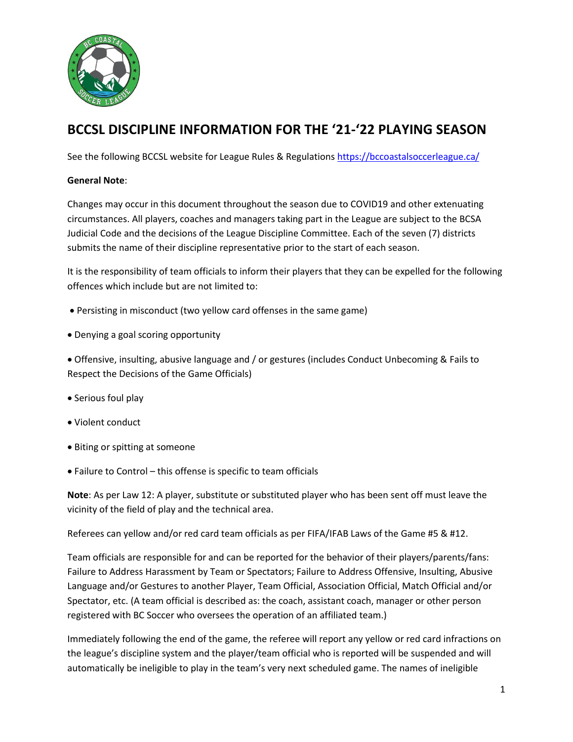# BCCSL DISCIPLINE INFORMATION FOR THE '21-'22 PLAYING SEASON

See the following BCCSL website for League Rules & Regulations https://bccoastalsoccerleague.ca/

**General Note**:

Changes may occur in this document throughout the season due to COVID19 and other extenuating circumstances. All players, coaches and managers taking part in the League are subject to the BCSA Judicial Code and the decisions of the League Discipline Committee. Each of the seven (7) districts submits the name of their discipline representative prior to the start of each season.

It is the responsibility of team officials to inform their players that they can be expelled for the following offences which include but are not limited to:

- Persisting in misconduct (two yellow card offenses in the same game)
- Denying a goal scoring opportunity
- Offensive, insulting, abusive language and / or gestures (includes Conduct Unbecoming & Fails to Respect the Decisions of the Game Officials)
- Serious foul play
- Violent conduct
- Biting or spitting at someone
- Failure to Control – this offense is specific to team officials

**Note**: As per Law 12: A player, substitute or substituted player who has been sent off must leave the vicinity of the field of play and the technical area.

Referees can yellow and/or red card team officials as per FIFA/IFAB Laws of the Game #5 & #12.

Team officials are responsible for and can be reported for the behavior of their players/parents/fans: Failure to Address Harassment by Team or Spectators; Failure to Address Offensive, Insulting, Abusive Language and/or Gestures to another Player, Team Official, Association Official, Match Official and/or Spectator, etc. (A team official is described as: the coach, assistant coach, manager or other person registered with BC Soccer who oversees the operation of an affiliated team.)

Immediately following the end of the game, the referee will report any yellow or red card infractions on the league's discipline system and the player/team official who is reported will be suspended and will automatically be ineligible to play in the team's very next scheduled game. The names of ineligible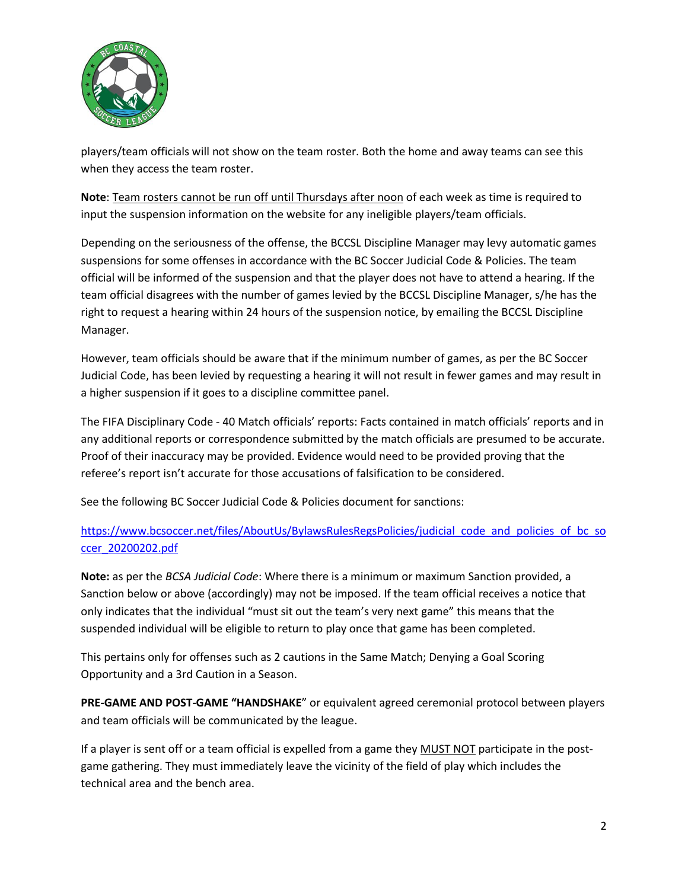players/team officials will not show on the team roster. Both the home and away teams can see this when they access the team roster.

**Note**: Team rosters cannot be run off until Thursdays after noon of each week as time is required to input the suspension information on the website for any ineligible players/team officials.

Depending on the seriousness of the offense, the BCCSL Discipline Manager may levy automatic games suspensions for some offenses in accordance with the BC Soccer Judicial Code & Policies. The team official will be informed of the suspension and that the player does not have to attend a hearing. If the team official disagrees with the number of games levied by the BCCSL Discipline Manager, s/he has the right to request a hearing within 24 hours of the suspension notice, by emailing the BCCSL Discipline Manager.

However, team officials should be aware that if the minimum number of games, as per the BC Soccer Judicial Code, has been levied by requesting a hearing it will not result in fewer games and may result in a higher suspension if it goes to a discipline committee panel.

The FIFA Disciplinary Code - 40 Match officials' reports: Facts contained in match officials' reports and in any additional reports or correspondence submitted by the match officials are presumed to be accurate. Proof of their inaccuracy may be provided. Evidence would need to be provided proving that the referee's report isn't accurate for those accusations of falsification to be considered.

See the following BC Soccer Judicial Code & Policies document for sanctions:

https://www.bcsoccer.net/files/AboutUs/BylawsRulesRegsPolicies/judicial_code_and_policies_of_bc_soccer_20200202.pdf

**Note:** as per the *BCSA Judicial Code*: Where there is a minimum or maximum Sanction provided, a Sanction below or above (accordingly) may not be imposed. If the team official receives a notice that only indicates that the individual "must sit out the team's very next game" this means that the suspended individual will be eligible to return to play once that game has been completed.

This pertains only for offenses such as 2 cautions in the Same Match; Denying a Goal Scoring Opportunity and a 3rd Caution in a Season.

**PRE-GAME AND POST-GAME "HANDSHAKE**" or equivalent agreed ceremonial protocol between players and team officials will be communicated by the league.

If a player is sent off or a team official is expelled from a game they MUST NOT participate in the post-game gathering. They must immediately leave the vicinity of the field of play which includes the technical area and the bench area.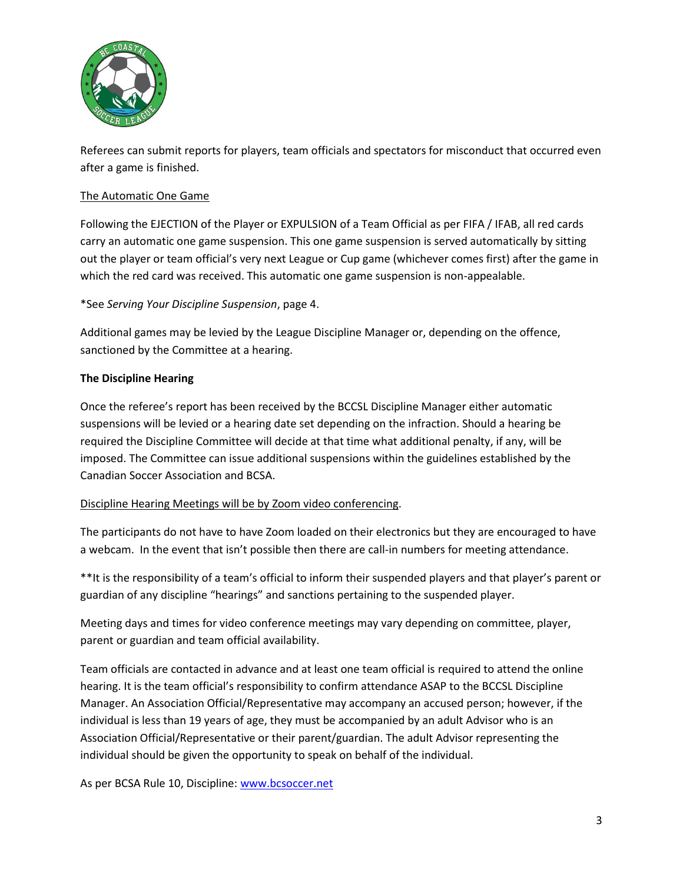Referees can submit reports for players, team officials and spectators for misconduct that occurred even after a game is finished.

The Automatic One Game

Following the EJECTION of the Player or EXPULSION of a Team Official as per FIFA / IFAB, all red cards carry an automatic one game suspension. This one game suspension is served automatically by sitting out the player or team official's very next League or Cup game (whichever comes first) after the game in which the red card was received. This automatic one game suspension is non-appealable.

*See *Serving Your Discipline Suspension*, page 4.

Additional games may be levied by the League Discipline Manager or, depending on the offence, sanctioned by the Committee at a hearing.

**The Discipline Hearing**

Once the referee's report has been received by the BCCSL Discipline Manager either automatic suspensions will be levied or a hearing date set depending on the infraction. Should a hearing be required the Discipline Committee will decide at that time what additional penalty, if any, will be imposed. The Committee can issue additional suspensions within the guidelines established by the Canadian Soccer Association and BCSA.

Discipline Hearing Meetings will be by Zoom video conferencing.

The participants do not have to have Zoom loaded on their electronics but they are encouraged to have a webcam. In the event that isn't possible then there are call-in numbers for meeting attendance.

**It is the responsibility of a team's official to inform their suspended players and that player's parent or guardian of any discipline "hearings" and sanctions pertaining to the suspended player.

Meeting days and times for video conference meetings may vary depending on committee, player, parent or guardian and team official availability.

Team officials are contacted in advance and at least one team official is required to attend the online hearing. It is the team official's responsibility to confirm attendance ASAP to the BCCSL Discipline Manager. An Association Official/Representative may accompany an accused person; however, if the individual is less than 19 years of age, they must be accompanied by an adult Advisor who is an Association Official/Representative or their parent/guardian. The adult Advisor representing the individual should be given the opportunity to speak on behalf of the individual.

As per BCSA Rule 10, Discipline: [www.bcsoccer.net](http://www.bcsoccer.net)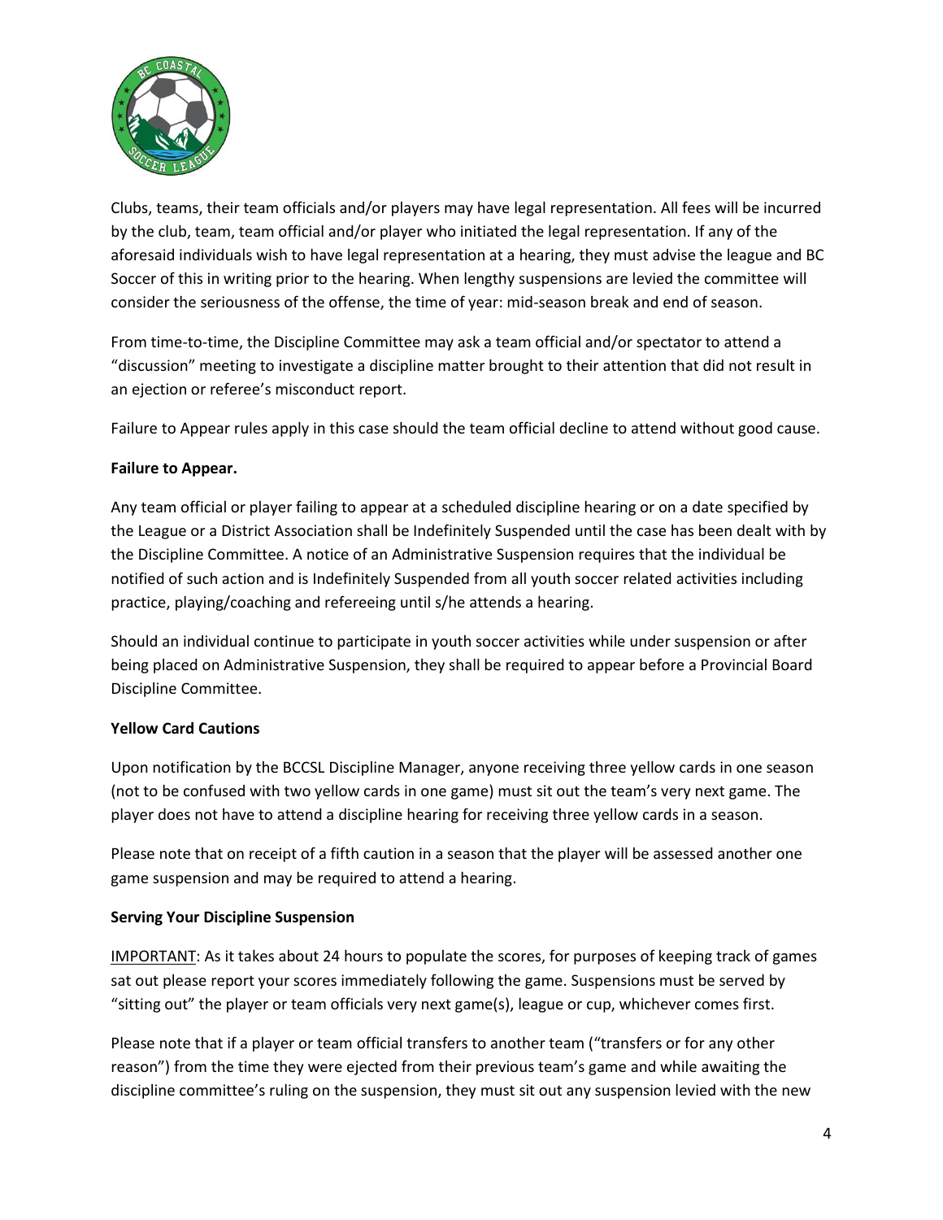Clubs, teams, their team officials and/or players may have legal representation. All fees will be incurred by the club, team, team official and/or player who initiated the legal representation. If any of the aforesaid individuals wish to have legal representation at a hearing, they must advise the league and BC Soccer of this in writing prior to the hearing. When lengthy suspensions are levied the committee will consider the seriousness of the offense, the time of year: mid-season break and end of season.

From time-to-time, the Discipline Committee may ask a team official and/or spectator to attend a "discussion" meeting to investigate a discipline matter brought to their attention that did not result in an ejection or referee's misconduct report.

Failure to Appear rules apply in this case should the team official decline to attend without good cause.

**Failure to Appear.**

Any team official or player failing to appear at a scheduled discipline hearing or on a date specified by the League or a District Association shall be Indefinitely Suspended until the case has been dealt with by the Discipline Committee. A notice of an Administrative Suspension requires that the individual be notified of such action and is Indefinitely Suspended from all youth soccer related activities including practice, playing/coaching and refereeing until s/he attends a hearing.

Should an individual continue to participate in youth soccer activities while under suspension or after being placed on Administrative Suspension, they shall be required to appear before a Provincial Board Discipline Committee.

**Yellow Card Cautions**

Upon notification by the BCCSL Discipline Manager, anyone receiving three yellow cards in one season (not to be confused with two yellow cards in one game) must sit out the team's very next game. The player does not have to attend a discipline hearing for receiving three yellow cards in a season.

Please note that on receipt of a fifth caution in a season that the player will be assessed another one game suspension and may be required to attend a hearing.

**Serving Your Discipline Suspension**

IMPORTANT: As it takes about 24 hours to populate the scores, for purposes of keeping track of games sat out please report your scores immediately following the game. Suspensions must be served by "sitting out" the player or team officials very next game(s), league or cup, whichever comes first.

Please note that if a player or team official transfers to another team ("transfers or for any other reason") from the time they were ejected from their previous team's game and while awaiting the discipline committee's ruling on the suspension, they must sit out any suspension levied with the new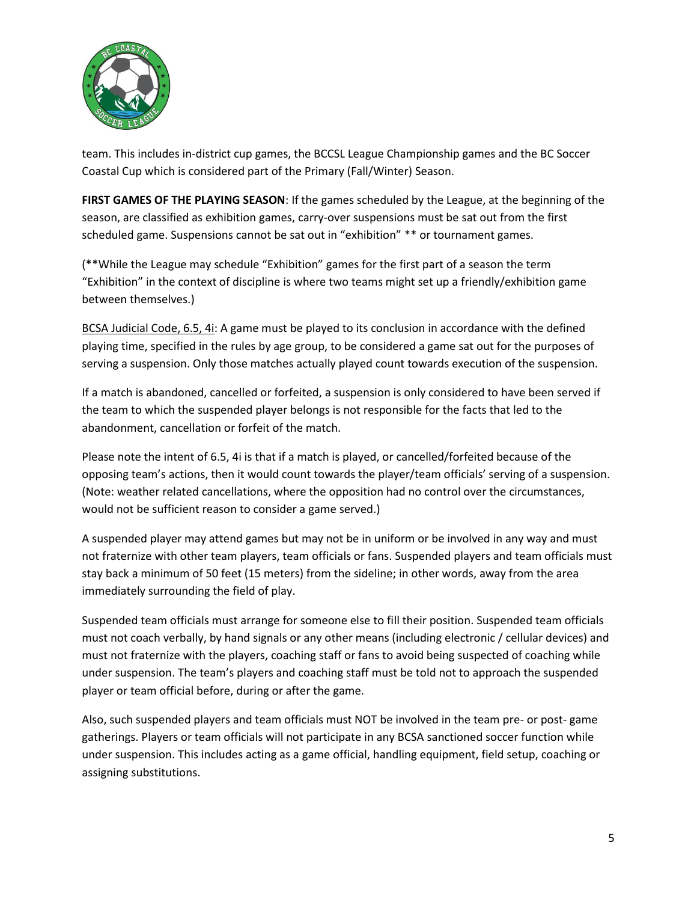team. This includes in-district cup games, the BCCSL League Championship games and the BC Soccer Coastal Cup which is considered part of the Primary (Fall/Winter) Season.

**FIRST GAMES OF THE PLAYING SEASON**: If the games scheduled by the League, at the beginning of the season, are classified as exhibition games, carry-over suspensions must be sat out from the first scheduled game. Suspensions cannot be sat out in "exhibition" ** or tournament games.

(**While the League may schedule "Exhibition" games for the first part of a season the term "Exhibition" in the context of discipline is where two teams might set up a friendly/exhibition game between themselves.)

<u>BCSA Judicial Code, 6.5, 4i</u>: A game must be played to its conclusion in accordance with the defined playing time, specified in the rules by age group, to be considered a game sat out for the purposes of serving a suspension. Only those matches actually played count towards execution of the suspension.

If a match is abandoned, cancelled or forfeited, a suspension is only considered to have been served if the team to which the suspended player belongs is not responsible for the facts that led to the abandonment, cancellation or forfeit of the match.

Please note the intent of 6.5, 4i is that if a match is played, or cancelled/forfeited because of the opposing team's actions, then it would count towards the player/team officials' serving of a suspension. (Note: weather related cancellations, where the opposition had no control over the circumstances, would not be sufficient reason to consider a game served.)

A suspended player may attend games but may not be in uniform or be involved in any way and must not fraternize with other team players, team officials or fans. Suspended players and team officials must stay back a minimum of 50 feet (15 meters) from the sideline; in other words, away from the area immediately surrounding the field of play.

Suspended team officials must arrange for someone else to fill their position. Suspended team officials must not coach verbally, by hand signals or any other means (including electronic / cellular devices) and must not fraternize with the players, coaching staff or fans to avoid being suspected of coaching while under suspension. The team's players and coaching staff must be told not to approach the suspended player or team official before, during or after the game.

Also, such suspended players and team officials must NOT be involved in the team pre- or post- game gatherings. Players or team officials will not participate in any BCSA sanctioned soccer function while under suspension. This includes acting as a game official, handling equipment, field setup, coaching or assigning substitutions.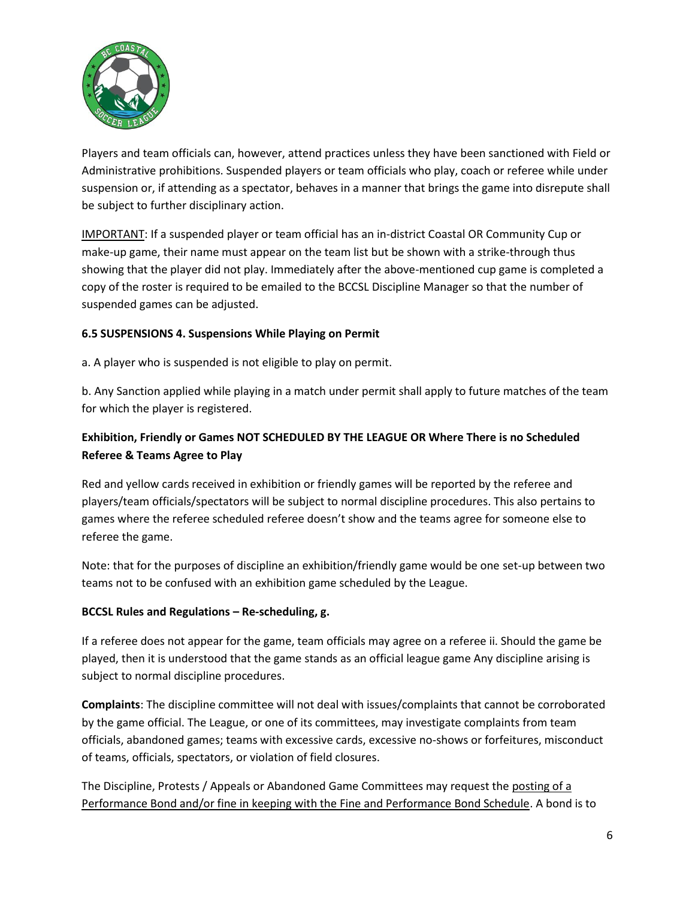Players and team officials can, however, attend practices unless they have been sanctioned with Field or Administrative prohibitions. Suspended players or team officials who play, coach or referee while under suspension or, if attending as a spectator, behaves in a manner that brings the game into disrepute shall be subject to further disciplinary action.

<u>IMPORTANT</u>: If a suspended player or team official has an in-district Coastal OR Community Cup or make-up game, their name must appear on the team list but be shown with a strike-through thus showing that the player did not play. Immediately after the above-mentioned cup game is completed a copy of the roster is required to be emailed to the BCCSL Discipline Manager so that the number of suspended games can be adjusted.

**6.5 SUSPENSIONS 4. Suspensions While Playing on Permit**

a. A player who is suspended is not eligible to play on permit.

b. Any Sanction applied while playing in a match under permit shall apply to future matches of the team for which the player is registered.

**Exhibition, Friendly or Games NOT SCHEDULED BY THE LEAGUE OR Where There is no Scheduled Referee & Teams Agree to Play**

Red and yellow cards received in exhibition or friendly games will be reported by the referee and players/team officials/spectators will be subject to normal discipline procedures. This also pertains to games where the referee scheduled referee doesn't show and the teams agree for someone else to referee the game.

Note: that for the purposes of discipline an exhibition/friendly game would be one set-up between two teams not to be confused with an exhibition game scheduled by the League.

**BCCSL Rules and Regulations – Re-scheduling, g.**

If a referee does not appear for the game, team officials may agree on a referee ii. Should the game be played, then it is understood that the game stands as an official league game Any discipline arising is subject to normal discipline procedures.

**Complaints**: The discipline committee will not deal with issues/complaints that cannot be corroborated by the game official. The League, or one of its committees, may investigate complaints from team officials, abandoned games; teams with excessive cards, excessive no-shows or forfeitures, misconduct of teams, officials, spectators, or violation of field closures.

The Discipline, Protests / Appeals or Abandoned Game Committees may request the <u>posting of a Performance Bond and/or fine in keeping with the Fine and Performance Bond Schedule</u>. A bond is to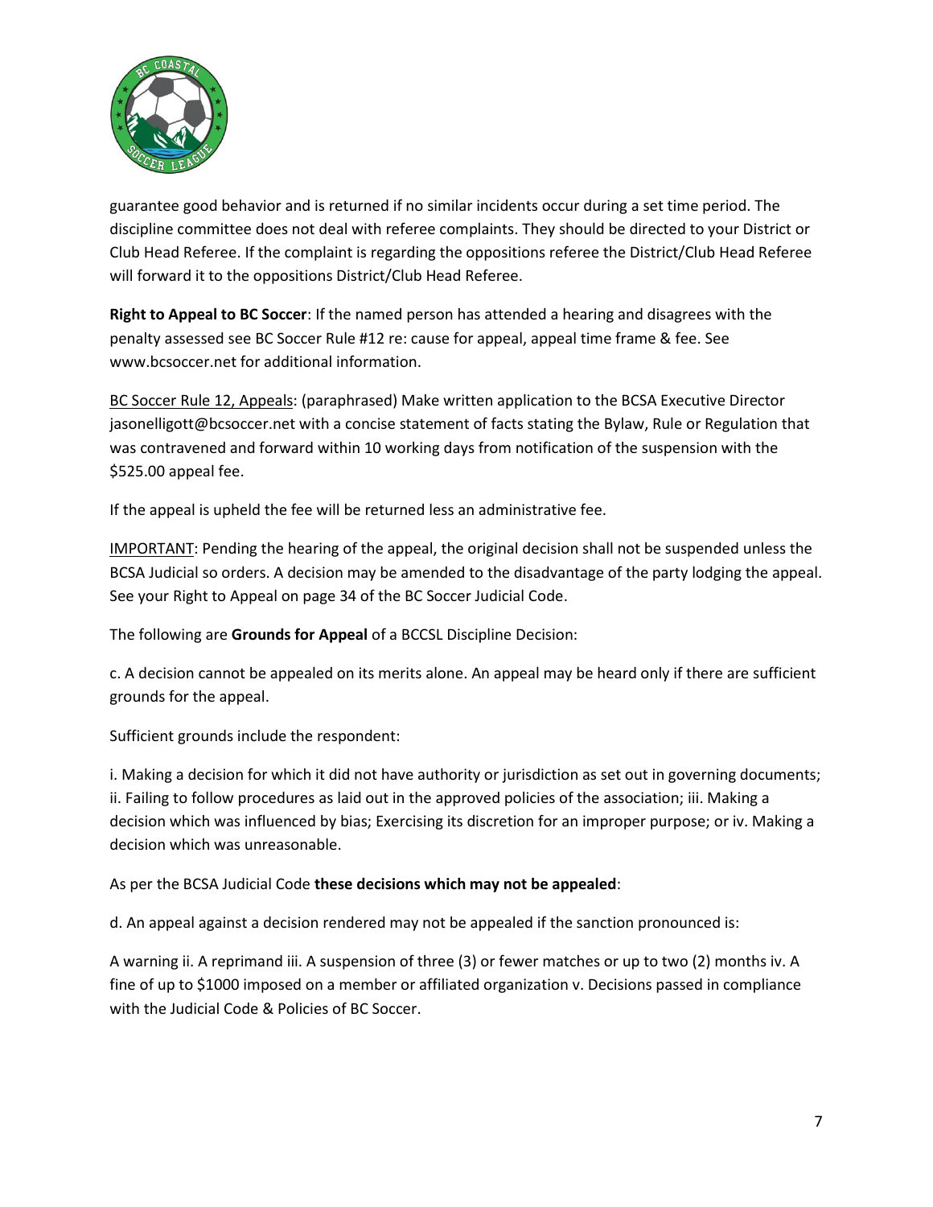guarantee good behavior and is returned if no similar incidents occur during a set time period. The discipline committee does not deal with referee complaints. They should be directed to your District or Club Head Referee. If the complaint is regarding the oppositions referee the District/Club Head Referee will forward it to the oppositions District/Club Head Referee.

**Right to Appeal to BC Soccer**: If the named person has attended a hearing and disagrees with the penalty assessed see BC Soccer Rule #12 re: cause for appeal, appeal time frame & fee. See www.bcsoccer.net for additional information.

<u>BC Soccer Rule 12, Appeals</u>: (paraphrased) Make written application to the BCSA Executive Director jasonelligott@bcsoccer.net with a concise statement of facts stating the Bylaw, Rule or Regulation that was contravened and forward within 10 working days from notification of the suspension with the $525.00 appeal fee.

If the appeal is upheld the fee will be returned less an administrative fee.

<u>IMPORTANT</u>: Pending the hearing of the appeal, the original decision shall not be suspended unless the BCSA Judicial so orders. A decision may be amended to the disadvantage of the party lodging the appeal. See your Right to Appeal on page 34 of the BC Soccer Judicial Code.

The following are **Grounds for Appeal** of a BCCSL Discipline Decision:

c. A decision cannot be appealed on its merits alone. An appeal may be heard only if there are sufficient grounds for the appeal.

Sufficient grounds include the respondent:

i. Making a decision for which it did not have authority or jurisdiction as set out in governing documents; ii. Failing to follow procedures as laid out in the approved policies of the association; iii. Making a decision which was influenced by bias; Exercising its discretion for an improper purpose; or iv. Making a decision which was unreasonable.

As per the BCSA Judicial Code **these decisions which may not be appealed**:

d. An appeal against a decision rendered may not be appealed if the sanction pronounced is:

A warning ii. A reprimand iii. A suspension of three (3) or fewer matches or up to two (2) months iv. A fine of up to $1000 imposed on a member or affiliated organization v. Decisions passed in compliance with the Judicial Code & Policies of BC Soccer.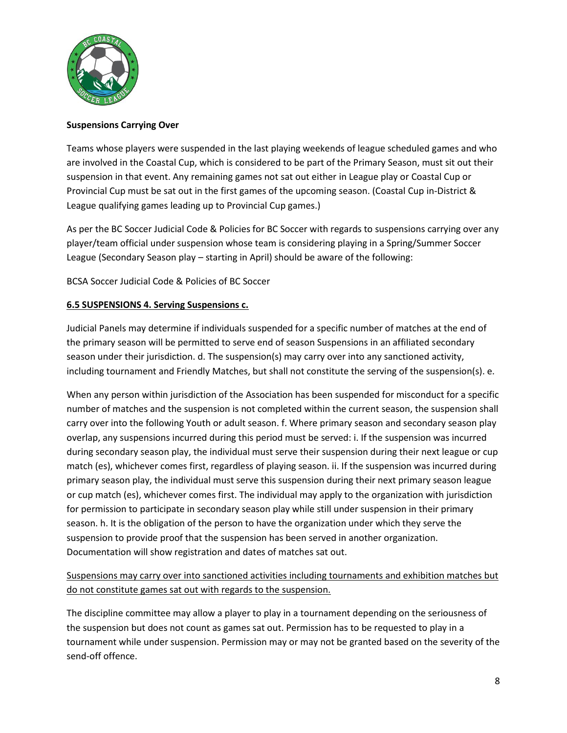**Suspensions Carrying Over**

Teams whose players were suspended in the last playing weekends of league scheduled games and who are involved in the Coastal Cup, which is considered to be part of the Primary Season, must sit out their suspension in that event. Any remaining games not sat out either in League play or Coastal Cup or Provincial Cup must be sat out in the first games of the upcoming season. (Coastal Cup in-District & League qualifying games leading up to Provincial Cup games.)

As per the BC Soccer Judicial Code & Policies for BC Soccer with regards to suspensions carrying over any player/team official under suspension whose team is considering playing in a Spring/Summer Soccer League (Secondary Season play – starting in April) should be aware of the following:

BCSA Soccer Judicial Code & Policies of BC Soccer

<u>**6.5 SUSPENSIONS 4. Serving Suspensions c.**</u>

Judicial Panels may determine if individuals suspended for a specific number of matches at the end of the primary season will be permitted to serve end of season Suspensions in an affiliated secondary season under their jurisdiction. d. The suspension(s) may carry over into any sanctioned activity, including tournament and Friendly Matches, but shall not constitute the serving of the suspension(s). e.

When any person within jurisdiction of the Association has been suspended for misconduct for a specific number of matches and the suspension is not completed within the current season, the suspension shall carry over into the following Youth or adult season. f. Where primary season and secondary season play overlap, any suspensions incurred during this period must be served: i. If the suspension was incurred during secondary season play, the individual must serve their suspension during their next league or cup match (es), whichever comes first, regardless of playing season. ii. If the suspension was incurred during primary season play, the individual must serve this suspension during their next primary season league or cup match (es), whichever comes first. The individual may apply to the organization with jurisdiction for permission to participate in secondary season play while still under suspension in their primary season. h. It is the obligation of the person to have the organization under which they serve the suspension to provide proof that the suspension has been served in another organization. Documentation will show registration and dates of matches sat out.

<u>Suspensions may carry over into sanctioned activities including tournaments and exhibition matches but do not constitute games sat out with regards to the suspension.</u>

The discipline committee may allow a player to play in a tournament depending on the seriousness of the suspension but does not count as games sat out. Permission has to be requested to play in a tournament while under suspension. Permission may or may not be granted based on the severity of the send-off offence.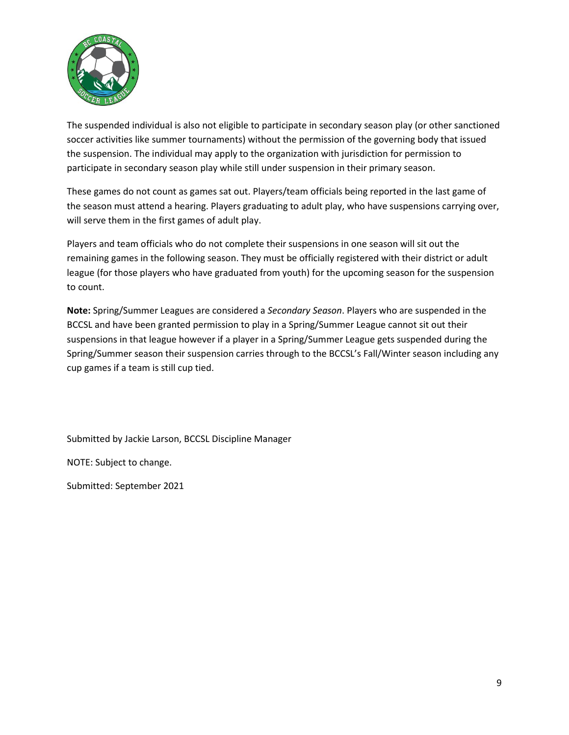The suspended individual is also not eligible to participate in secondary season play (or other sanctioned soccer activities like summer tournaments) without the permission of the governing body that issued the suspension. The individual may apply to the organization with jurisdiction for permission to participate in secondary season play while still under suspension in their primary season.

These games do not count as games sat out. Players/team officials being reported in the last game of the season must attend a hearing. Players graduating to adult play, who have suspensions carrying over, will serve them in the first games of adult play.

Players and team officials who do not complete their suspensions in one season will sit out the remaining games in the following season. They must be officially registered with their district or adult league (for those players who have graduated from youth) for the upcoming season for the suspension to count.

**Note:** Spring/Summer Leagues are considered a *Secondary Season*. Players who are suspended in the BCCSL and have been granted permission to play in a Spring/Summer League cannot sit out their suspensions in that league however if a player in a Spring/Summer League gets suspended during the Spring/Summer season their suspension carries through to the BCCSL's Fall/Winter season including any cup games if a team is still cup tied.

Submitted by Jackie Larson, BCCSL Discipline Manager

NOTE: Subject to change.

Submitted: September 2021